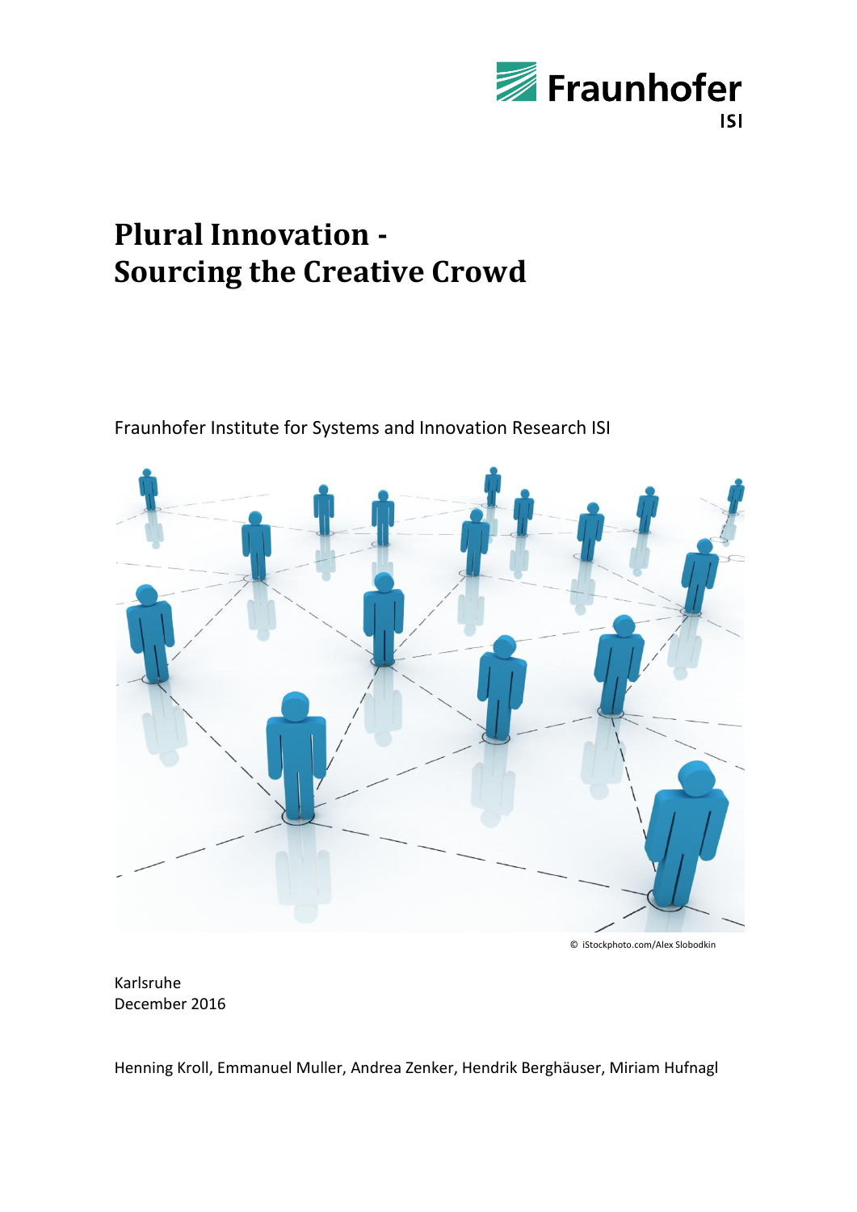Fraunhofer ISI

# Plural Innovation - Sourcing the Creative Crowd

Fraunhofer Institute for Systems and Innovation Research ISI

© iStockphoto.com/Alex Slobodkin

Karlsruhe
December 2016

Henning Kroll, Emmanuel Muller, Andrea Zenker, Hendrik Berghäuser, Miriam Hufnagl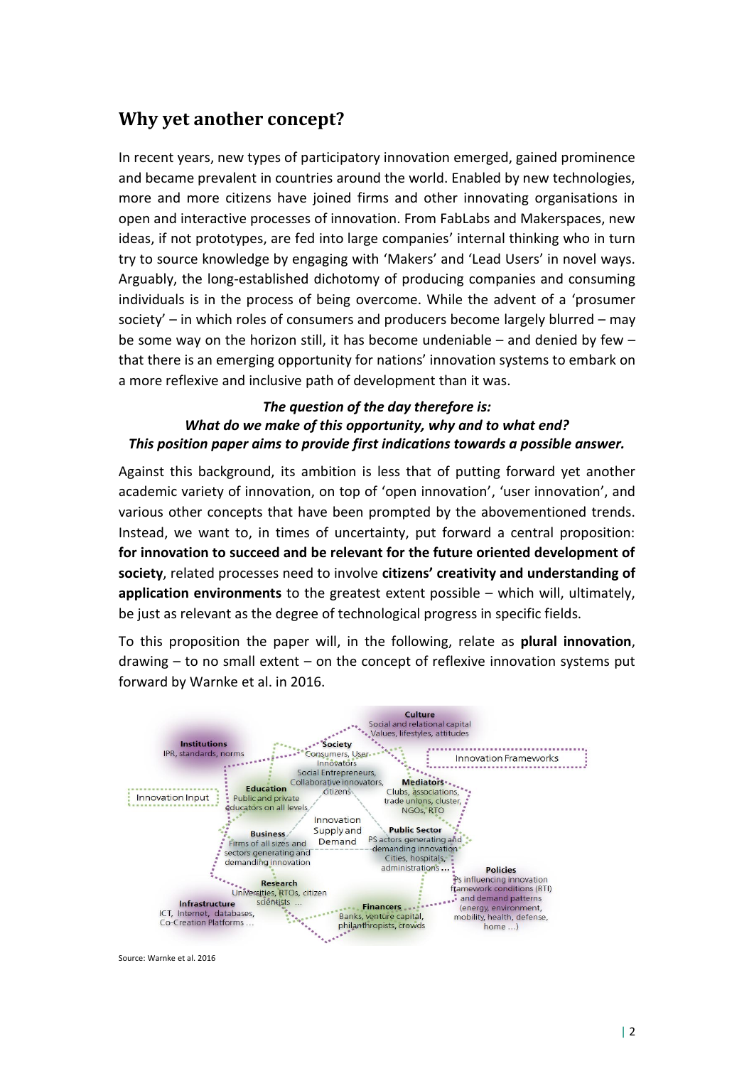## Why yet another concept?

In recent years, new types of participatory innovation emerged, gained prominence and became prevalent in countries around the world. Enabled by new technologies, more and more citizens have joined firms and other innovating organisations in open and interactive processes of innovation. From FabLabs and Makerspaces, new ideas, if not prototypes, are fed into large companies' internal thinking who in turn try to source knowledge by engaging with 'Makers' and 'Lead Users' in novel ways. Arguably, the long-established dichotomy of producing companies and consuming individuals is in the process of being overcome. While the advent of a 'prosumer society' – in which roles of consumers and producers become largely blurred – may be some way on the horizon still, it has become undeniable – and denied by few – that there is an emerging opportunity for nations' innovation systems to embark on a more reflexive and inclusive path of development than it was.

***The question of the day therefore is:***
***What do we make of this opportunity, why and to what end?***
***This position paper aims to provide first indications towards a possible answer.***

Against this background, its ambition is less that of putting forward yet another academic variety of innovation, on top of 'open innovation', 'user innovation', and various other concepts that have been prompted by the abovementioned trends. Instead, we want to, in times of uncertainty, put forward a central proposition: **for innovation to succeed and be relevant for the future oriented development of society**, related processes need to involve **citizens' creativity and understanding of application environments** to the greatest extent possible – which will, ultimately, be just as relevant as the degree of technological progress in specific fields.

To this proposition the paper will, in the following, relate as **plural innovation**, drawing – to no small extent – on the concept of reflexive innovation systems put forward by Warnke et al. in 2016.

Source: Warnke et al. 2016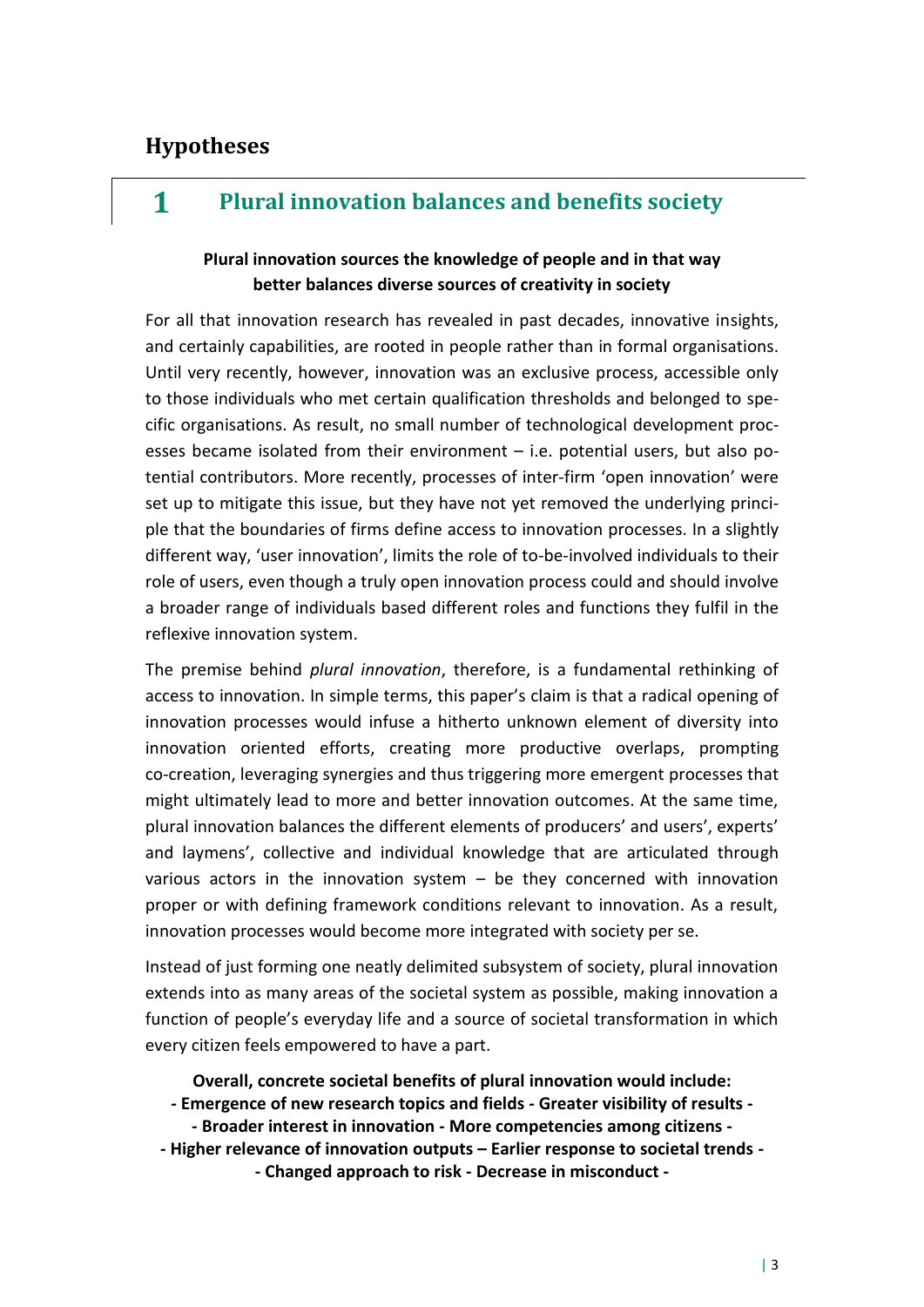# Hypotheses

## 1 Plural innovation balances and benefits society

**Plural innovation sources the knowledge of people and in that way better balances diverse sources of creativity in society**

For all that innovation research has revealed in past decades, innovative insights, and certainly capabilities, are rooted in people rather than in formal organisations. Until very recently, however, innovation was an exclusive process, accessible only to those individuals who met certain qualification thresholds and belonged to specific organisations. As result, no small number of technological development processes became isolated from their environment – i.e. potential users, but also potential contributors. More recently, processes of inter-firm 'open innovation' were set up to mitigate this issue, but they have not yet removed the underlying principle that the boundaries of firms define access to innovation processes. In a slightly different way, 'user innovation', limits the role of to-be-involved individuals to their role of users, even though a truly open innovation process could and should involve a broader range of individuals based different roles and functions they fulfil in the reflexive innovation system.

The premise behind *plural innovation*, therefore, is a fundamental rethinking of access to innovation. In simple terms, this paper's claim is that a radical opening of innovation processes would infuse a hitherto unknown element of diversity into innovation oriented efforts, creating more productive overlaps, prompting co-creation, leveraging synergies and thus triggering more emergent processes that might ultimately lead to more and better innovation outcomes. At the same time, plural innovation balances the different elements of producers' and users', experts' and laymens', collective and individual knowledge that are articulated through various actors in the innovation system – be they concerned with innovation proper or with defining framework conditions relevant to innovation. As a result, innovation processes would become more integrated with society per se.

Instead of just forming one neatly delimited subsystem of society, plural innovation extends into as many areas of the societal system as possible, making innovation a function of people's everyday life and a source of societal transformation in which every citizen feels empowered to have a part.

**Overall, concrete societal benefits of plural innovation would include:**
**- Emergence of new research topics and fields - Greater visibility of results -**
**- Broader interest in innovation - More competencies among citizens -**
**- Higher relevance of innovation outputs – Earlier response to societal trends -**
**- Changed approach to risk - Decrease in misconduct -**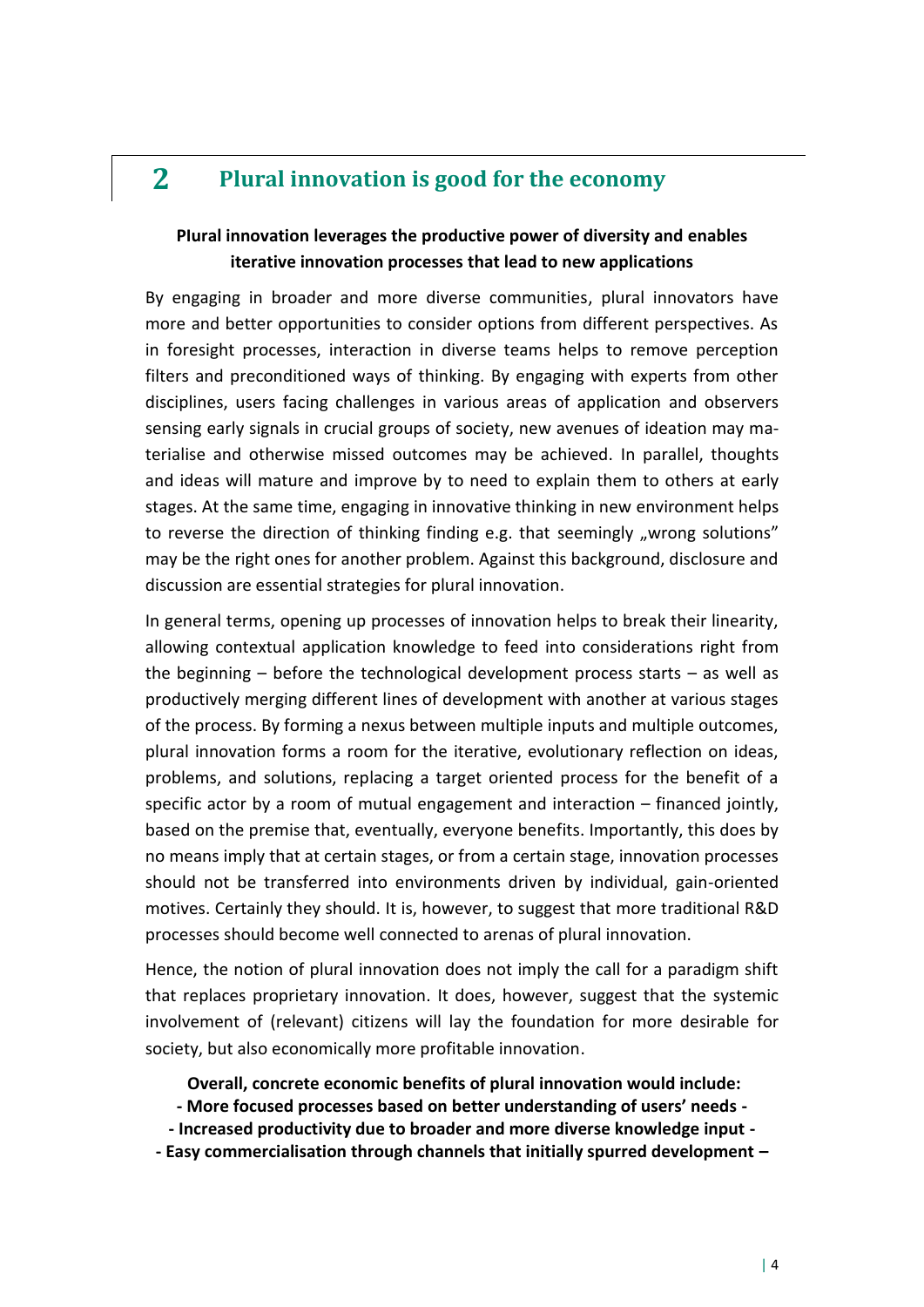## 2 Plural innovation is good for the economy

**Plural innovation leverages the productive power of diversity and enables iterative innovation processes that lead to new applications**

By engaging in broader and more diverse communities, plural innovators have more and better opportunities to consider options from different perspectives. As in foresight processes, interaction in diverse teams helps to remove perception filters and preconditioned ways of thinking. By engaging with experts from other disciplines, users facing challenges in various areas of application and observers sensing early signals in crucial groups of society, new avenues of ideation may materialise and otherwise missed outcomes may be achieved. In parallel, thoughts and ideas will mature and improve by to need to explain them to others at early stages. At the same time, engaging in innovative thinking in new environment helps to reverse the direction of thinking finding e.g. that seemingly „wrong solutions" may be the right ones for another problem. Against this background, disclosure and discussion are essential strategies for plural innovation.

In general terms, opening up processes of innovation helps to break their linearity, allowing contextual application knowledge to feed into considerations right from the beginning – before the technological development process starts – as well as productively merging different lines of development with another at various stages of the process. By forming a nexus between multiple inputs and multiple outcomes, plural innovation forms a room for the iterative, evolutionary reflection on ideas, problems, and solutions, replacing a target oriented process for the benefit of a specific actor by a room of mutual engagement and interaction – financed jointly, based on the premise that, eventually, everyone benefits. Importantly, this does by no means imply that at certain stages, or from a certain stage, innovation processes should not be transferred into environments driven by individual, gain-oriented motives. Certainly they should. It is, however, to suggest that more traditional R&D processes should become well connected to arenas of plural innovation.

Hence, the notion of plural innovation does not imply the call for a paradigm shift that replaces proprietary innovation. It does, however, suggest that the systemic involvement of (relevant) citizens will lay the foundation for more desirable for society, but also economically more profitable innovation.

**Overall, concrete economic benefits of plural innovation would include:**
**- More focused processes based on better understanding of users' needs -**
**- Increased productivity due to broader and more diverse knowledge input -**
**- Easy commercialisation through channels that initially spurred development –**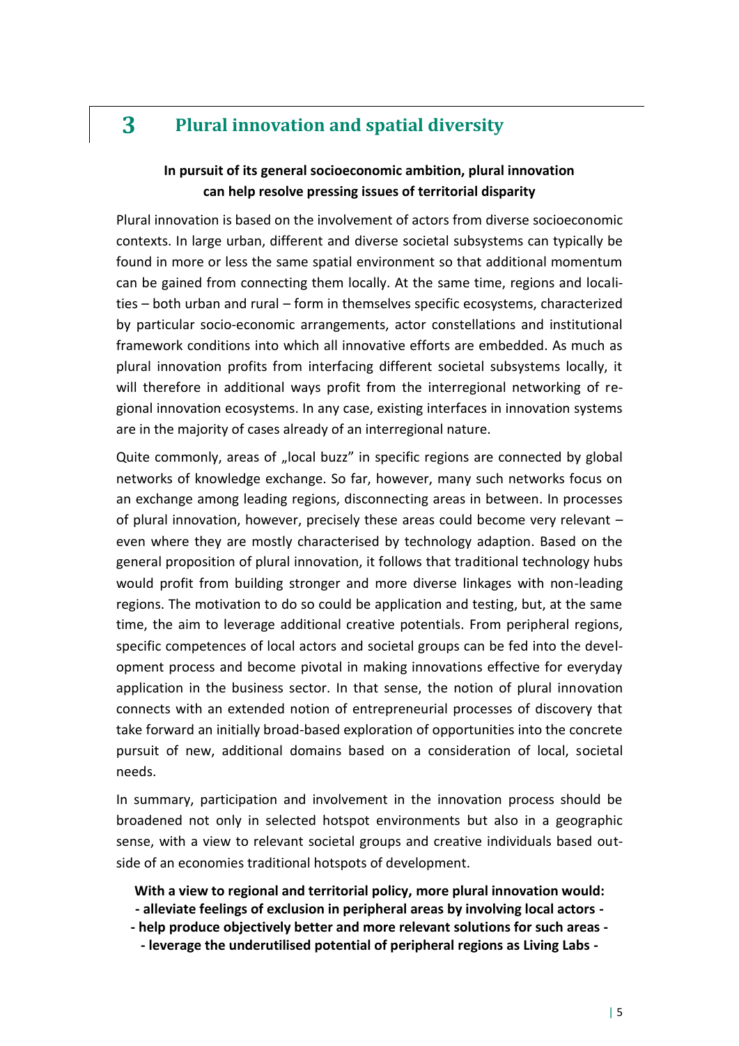# 3 Plural innovation and spatial diversity

**In pursuit of its general socioeconomic ambition, plural innovation can help resolve pressing issues of territorial disparity**

Plural innovation is based on the involvement of actors from diverse socioeconomic contexts. In large urban, different and diverse societal subsystems can typically be found in more or less the same spatial environment so that additional momentum can be gained from connecting them locally. At the same time, regions and localities – both urban and rural – form in themselves specific ecosystems, characterized by particular socio-economic arrangements, actor constellations and institutional framework conditions into which all innovative efforts are embedded. As much as plural innovation profits from interfacing different societal subsystems locally, it will therefore in additional ways profit from the interregional networking of regional innovation ecosystems. In any case, existing interfaces in innovation systems are in the majority of cases already of an interregional nature.

Quite commonly, areas of „local buzz" in specific regions are connected by global networks of knowledge exchange. So far, however, many such networks focus on an exchange among leading regions, disconnecting areas in between. In processes of plural innovation, however, precisely these areas could become very relevant – even where they are mostly characterised by technology adaption. Based on the general proposition of plural innovation, it follows that traditional technology hubs would profit from building stronger and more diverse linkages with non-leading regions. The motivation to do so could be application and testing, but, at the same time, the aim to leverage additional creative potentials. From peripheral regions, specific competences of local actors and societal groups can be fed into the development process and become pivotal in making innovations effective for everyday application in the business sector. In that sense, the notion of plural innovation connects with an extended notion of entrepreneurial processes of discovery that take forward an initially broad-based exploration of opportunities into the concrete pursuit of new, additional domains based on a consideration of local, societal needs.

In summary, participation and involvement in the innovation process should be broadened not only in selected hotspot environments but also in a geographic sense, with a view to relevant societal groups and creative individuals based outside of an economies traditional hotspots of development.

**With a view to regional and territorial policy, more plural innovation would:**
**- alleviate feelings of exclusion in peripheral areas by involving local actors -**
**- help produce objectively better and more relevant solutions for such areas -**
**- leverage the underutilised potential of peripheral regions as Living Labs -**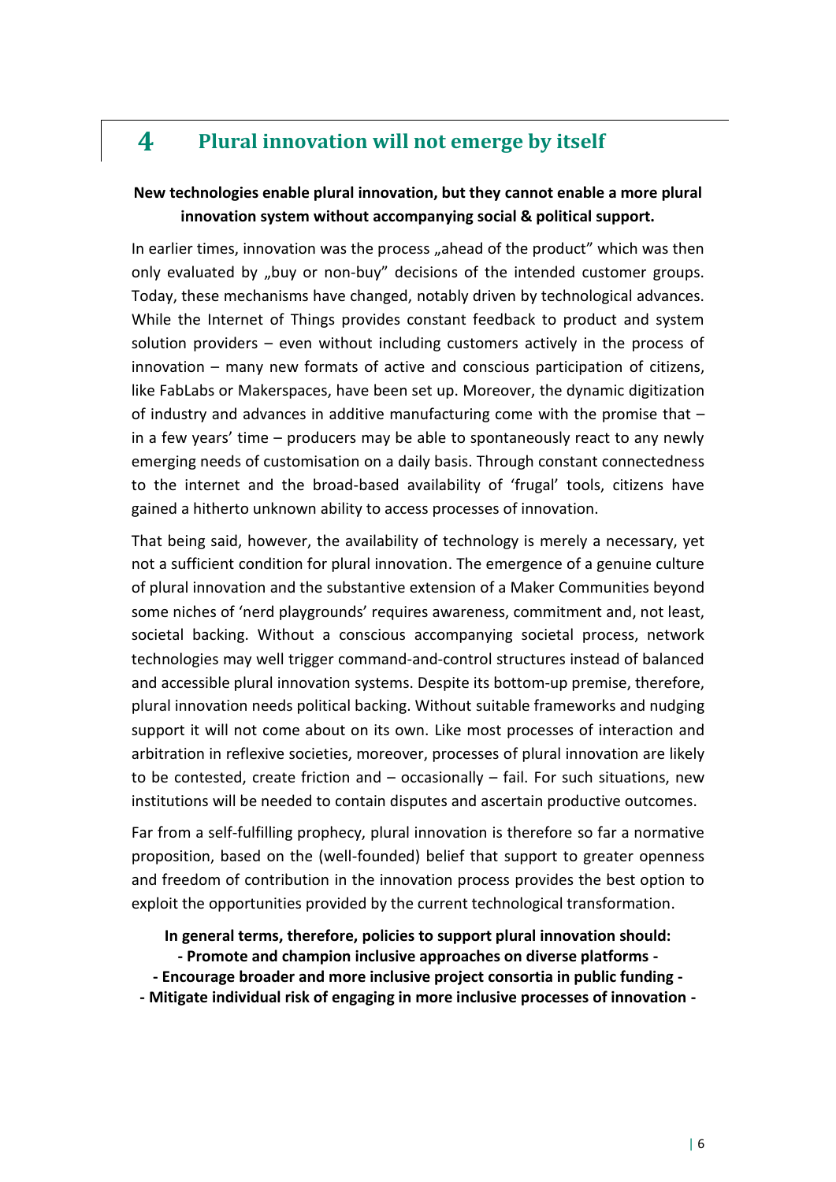# 4 Plural innovation will not emerge by itself

**New technologies enable plural innovation, but they cannot enable a more plural innovation system without accompanying social & political support.**

In earlier times, innovation was the process „ahead of the product" which was then only evaluated by „buy or non-buy" decisions of the intended customer groups. Today, these mechanisms have changed, notably driven by technological advances. While the Internet of Things provides constant feedback to product and system solution providers – even without including customers actively in the process of innovation – many new formats of active and conscious participation of citizens, like FabLabs or Makerspaces, have been set up. Moreover, the dynamic digitization of industry and advances in additive manufacturing come with the promise that – in a few years' time – producers may be able to spontaneously react to any newly emerging needs of customisation on a daily basis. Through constant connectedness to the internet and the broad-based availability of 'frugal' tools, citizens have gained a hitherto unknown ability to access processes of innovation.

That being said, however, the availability of technology is merely a necessary, yet not a sufficient condition for plural innovation. The emergence of a genuine culture of plural innovation and the substantive extension of a Maker Communities beyond some niches of 'nerd playgrounds' requires awareness, commitment and, not least, societal backing. Without a conscious accompanying societal process, network technologies may well trigger command-and-control structures instead of balanced and accessible plural innovation systems. Despite its bottom-up premise, therefore, plural innovation needs political backing. Without suitable frameworks and nudging support it will not come about on its own. Like most processes of interaction and arbitration in reflexive societies, moreover, processes of plural innovation are likely to be contested, create friction and – occasionally – fail. For such situations, new institutions will be needed to contain disputes and ascertain productive outcomes.

Far from a self-fulfilling prophecy, plural innovation is therefore so far a normative proposition, based on the (well-founded) belief that support to greater openness and freedom of contribution in the innovation process provides the best option to exploit the opportunities provided by the current technological transformation.

**In general terms, therefore, policies to support plural innovation should:**

**- Promote and champion inclusive approaches on diverse platforms -**

**- Encourage broader and more inclusive project consortia in public funding -**

**- Mitigate individual risk of engaging in more inclusive processes of innovation -**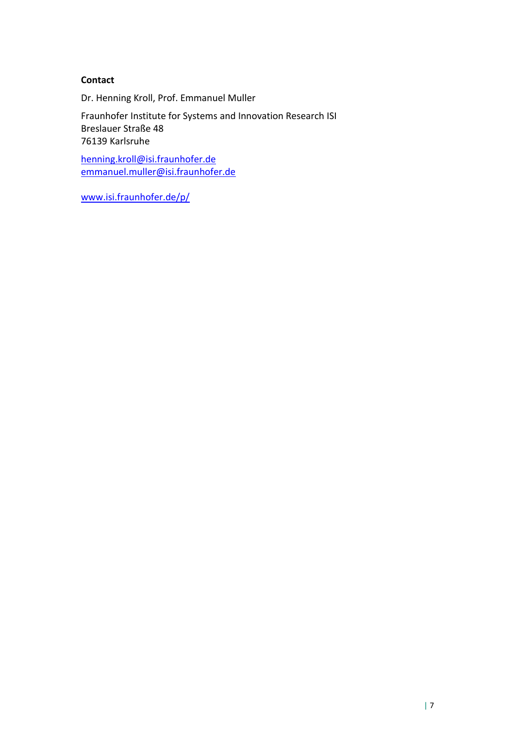**Contact**

Dr. Henning Kroll, Prof. Emmanuel Muller

Fraunhofer Institute for Systems and Innovation Research ISI
Breslauer Straße 48
76139 Karlsruhe

henning.kroll@isi.fraunhofer.de
emmanuel.muller@isi.fraunhofer.de

www.isi.fraunhofer.de/p/